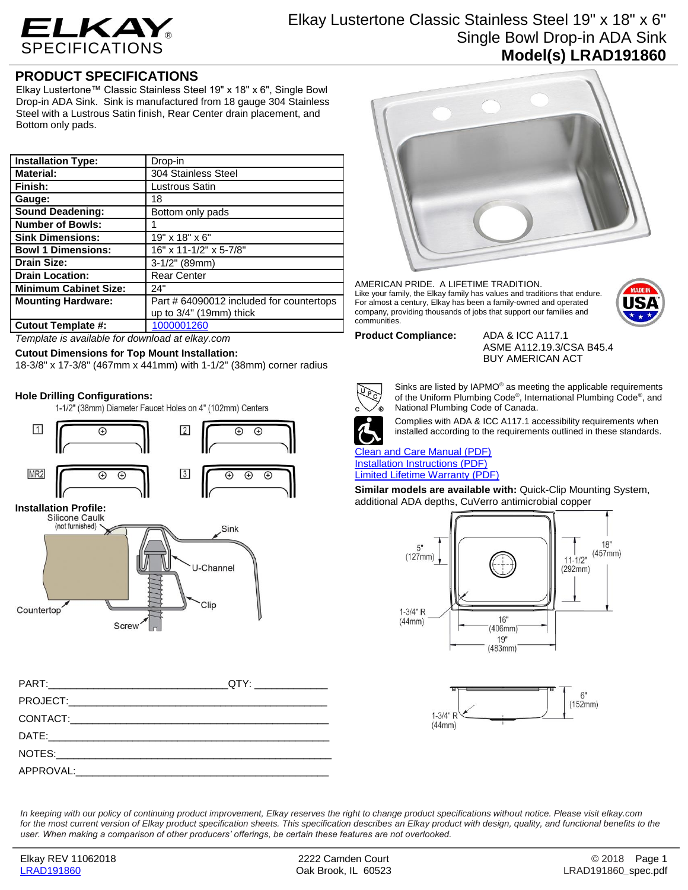# Elkay Lustertone Classic Stainless Steel 19" x 18" x 6" Single Bowl Drop-in ADA Sink

**Model(s) LRAD191860**

ELKAY SPECIFICATIONS

## PRODUCT SPECIFICATIONS

Elkay Lustertone™ Classic Stainless Steel 19" x 18" x 6", Single Bowl Drop-in ADA Sink. Sink is manufactured from 18 gauge 304 Stainless Steel with a Lustrous Satin finish, Rear Center drain placement, and Bottom only pads.

| | |
|---|---|
| **Installation Type:** | Drop-in |
| **Material:** | 304 Stainless Steel |
| **Finish:** | Lustrous Satin |
| **Gauge:** | 18 |
| **Sound Deadening:** | Bottom only pads |
| **Number of Bowls:** | 1 |
| **Sink Dimensions:** | 19" x 18" x 6" |
| **Bowl 1 Dimensions:** | 16" x 11-1/2" x 5-7/8" |
| **Drain Size:** | 3-1/2" (89mm) |
| **Drain Location:** | Rear Center |
| **Minimum Cabinet Size:** | 24" |
| **Mounting Hardware:** | Part # 64090012 included for countertops up to 3/4" (19mm) thick |
| **Cutout Template #:** | 1000001260 |

*Template is available for download at elkay.com*

**Cutout Dimensions for Top Mount Installation:**
18-3/8" x 17-3/8" (467mm x 441mm) with 1-1/2" (38mm) corner radius

**Hole Drilling Configurations:**
1-1/2" (38mm) Diameter Faucet Holes on 4" (102mm) Centers

1, 2, MR2, 3

**Installation Profile:**
Silicone Caulk (not furnished), Sink, U-Channel, Clip, Countertop, Screw

PART:______________________________QTY: ____________

PROJECT:___________________________________________

CONTACT:___________________________________________

DATE:______________________________________________

NOTES:_____________________________________________

APPROVAL:__________________________________________

AMERICAN PRIDE. A LIFETIME TRADITION.
Like your family, the Elkay family has values and traditions that endure. For almost a century, Elkay has been a family-owned and operated company, providing thousands of jobs that support our families and communities.

**Product Compliance:** ADA & ICC A117.1
ASME A112.19.3/CSA B45.4
BUY AMERICAN ACT

Sinks are listed by IAPMO® as meeting the applicable requirements of the Uniform Plumbing Code®, International Plumbing Code®, and National Plumbing Code of Canada.

Complies with ADA & ICC A117.1 accessibility requirements when installed according to the requirements outlined in these standards.

Clean and Care Manual (PDF)
Installation Instructions (PDF)
Limited Lifetime Warranty (PDF)

**Similar models are available with:** Quick-Clip Mounting System, additional ADA depths, CuVerro antimicrobial copper

5" (127mm); 18" (457mm); 11-1/2" (292mm); 1-3/4" R (44mm); 16" (406mm); 19" (483mm)

6" (152mm); 1-3/4" R (44mm)

*In keeping with our policy of continuing product improvement, Elkay reserves the right to change product specifications without notice. Please visit elkay.com for the most current version of Elkay product specification sheets. This specification describes an Elkay product with design, quality, and functional benefits to the user. When making a comparison of other producers' offerings, be certain these features are not overlooked.*

Elkay REV 11062018 — LRAD191860 — 2222 Camden Court, Oak Brook, IL 60523 — © 2018 — LRAD191860_spec.pdf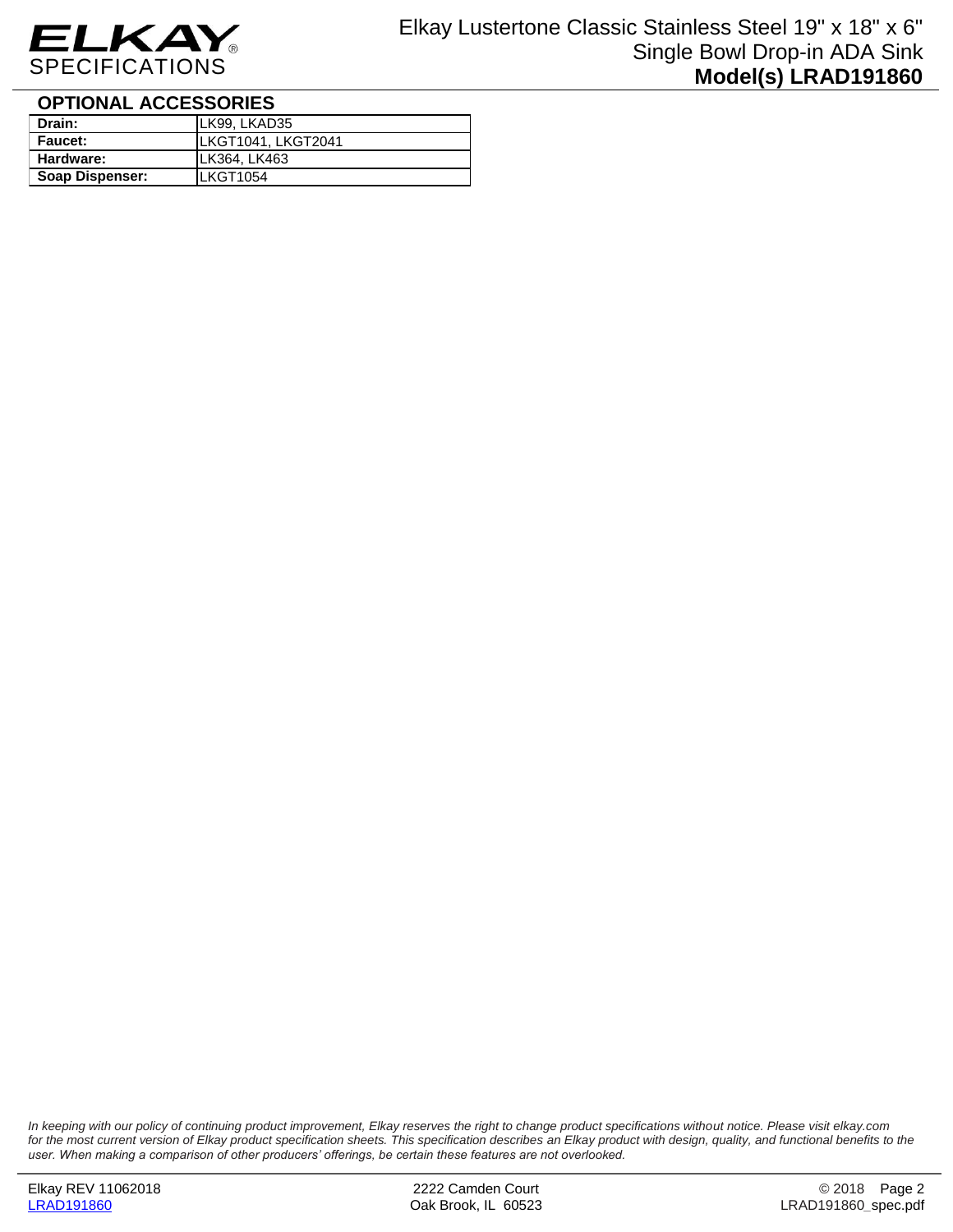## OPTIONAL ACCESSORIES

| | |
|---|---|
| **Drain:** | LK99, LKAD35 |
| **Faucet:** | LKGT1041, LKGT2041 |
| **Hardware:** | LK364, LK463 |
| **Soap Dispenser:** | LKGT1054 |

*In keeping with our policy of continuing product improvement, Elkay reserves the right to change product specifications without notice. Please visit elkay.com for the most current version of Elkay product specification sheets. This specification describes an Elkay product with design, quality, and functional benefits to the user. When making a comparison of other producers' offerings, be certain these features are not overlooked.*